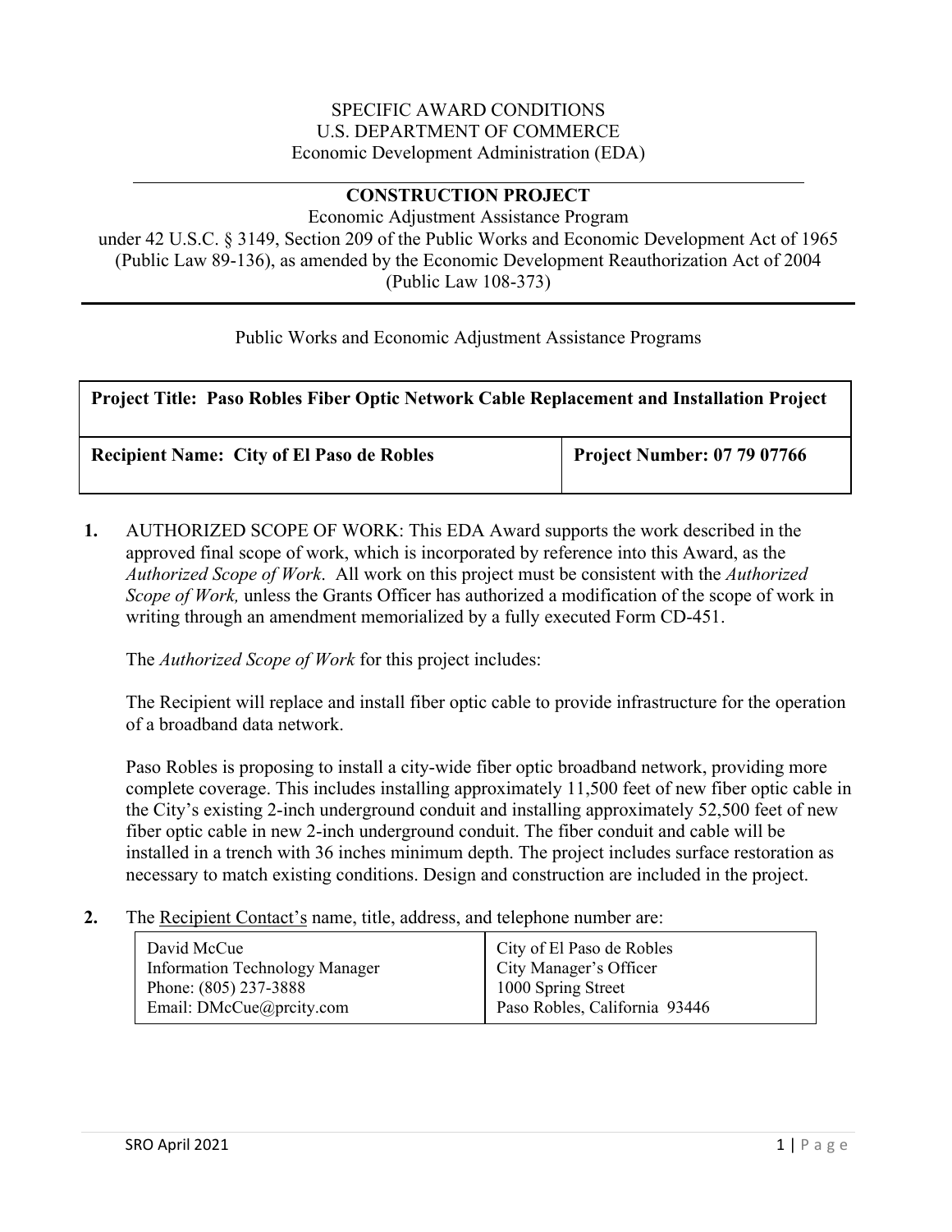SPECIFIC AWARD CONDITIONS
U.S. DEPARTMENT OF COMMERCE
Economic Development Administration (EDA)

**CONSTRUCTION PROJECT**

Economic Adjustment Assistance Program
under 42 U.S.C. § 3149, Section 209 of the Public Works and Economic Development Act of 1965 (Public Law 89-136), as amended by the Economic Development Reauthorization Act of 2004 (Public Law 108-373)

Public Works and Economic Adjustment Assistance Programs

| **Project Title: Paso Robles Fiber Optic Network Cable Replacement and Installation Project** | |
|---|---|
| **Recipient Name: City of El Paso de Robles** | **Project Number: 07 79 07766** |

**1.** AUTHORIZED SCOPE OF WORK: This EDA Award supports the work described in the approved final scope of work, which is incorporated by reference into this Award, as the *Authorized Scope of Work*. All work on this project must be consistent with the *Authorized Scope of Work,* unless the Grants Officer has authorized a modification of the scope of work in writing through an amendment memorialized by a fully executed Form CD-451.

The *Authorized Scope of Work* for this project includes:

The Recipient will replace and install fiber optic cable to provide infrastructure for the operation of a broadband data network.

Paso Robles is proposing to install a city-wide fiber optic broadband network, providing more complete coverage. This includes installing approximately 11,500 feet of new fiber optic cable in the City's existing 2-inch underground conduit and installing approximately 52,500 feet of new fiber optic cable in new 2-inch underground conduit. The fiber conduit and cable will be installed in a trench with 36 inches minimum depth. The project includes surface restoration as necessary to match existing conditions. Design and construction are included in the project.

**2.** The Recipient Contact's name, title, address, and telephone number are:

| | |
|---|---|
| David McCue<br>Information Technology Manager<br>Phone: (805) 237-3888<br>Email: DMcCue@prcity.com | City of El Paso de Robles<br>City Manager's Officer<br>1000 Spring Street<br>Paso Robles, California 93446 |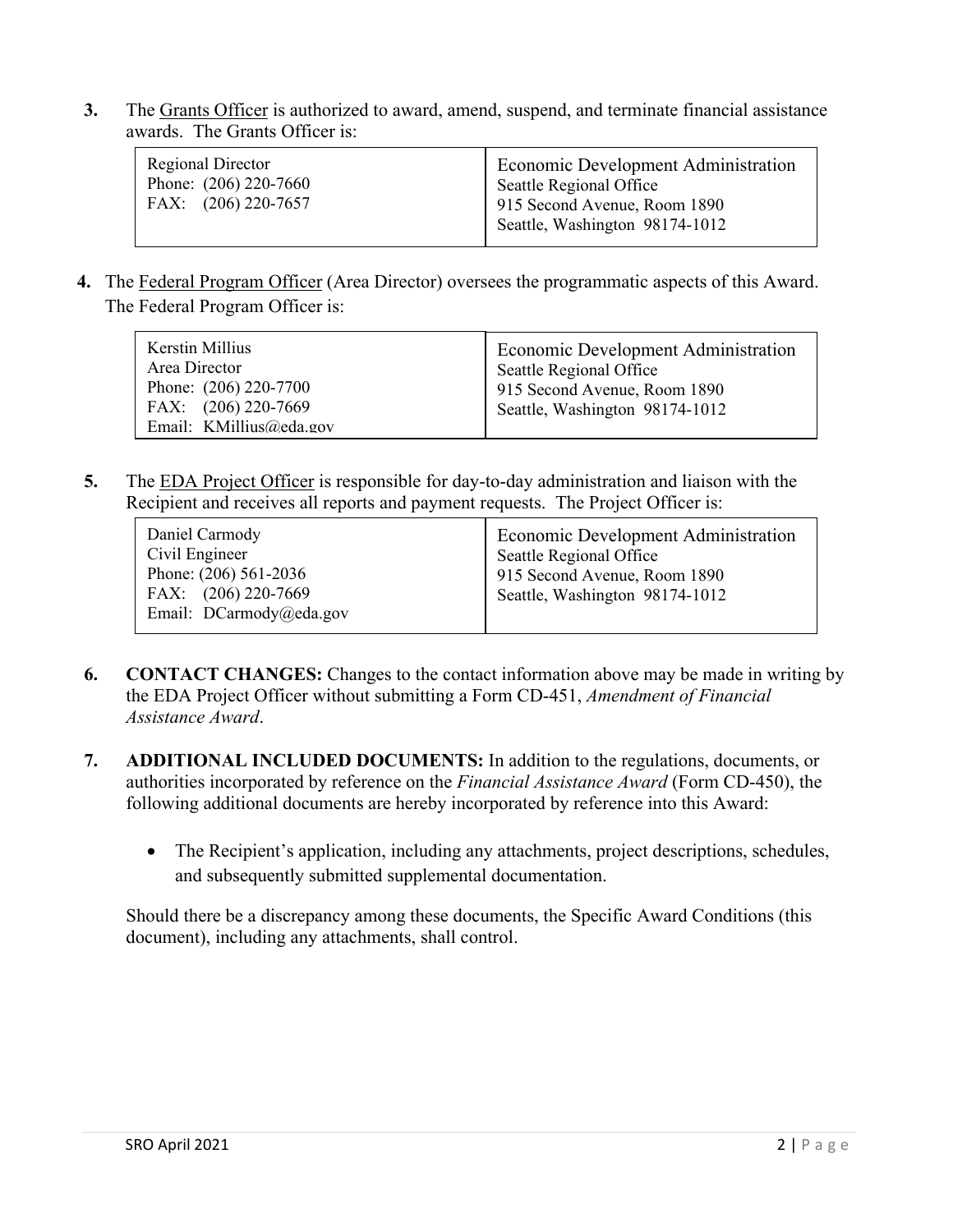**3.** The Grants Officer is authorized to award, amend, suspend, and terminate financial assistance awards. The Grants Officer is:

| | |
|---|---|
| Regional Director<br>Phone: (206) 220-7660<br>FAX: (206) 220-7657 | Economic Development Administration<br>Seattle Regional Office<br>915 Second Avenue, Room 1890<br>Seattle, Washington 98174-1012 |

**4.** The Federal Program Officer (Area Director) oversees the programmatic aspects of this Award. The Federal Program Officer is:

| | |
|---|---|
| Kerstin Millius<br>Area Director<br>Phone: (206) 220-7700<br>FAX: (206) 220-7669<br>Email: KMillius@eda.gov | Economic Development Administration<br>Seattle Regional Office<br>915 Second Avenue, Room 1890<br>Seattle, Washington 98174-1012 |

**5.** The EDA Project Officer is responsible for day-to-day administration and liaison with the Recipient and receives all reports and payment requests. The Project Officer is:

| | |
|---|---|
| Daniel Carmody<br>Civil Engineer<br>Phone: (206) 561-2036<br>FAX: (206) 220-7669<br>Email: DCarmody@eda.gov | Economic Development Administration<br>Seattle Regional Office<br>915 Second Avenue, Room 1890<br>Seattle, Washington 98174-1012 |

**6.** **CONTACT CHANGES:** Changes to the contact information above may be made in writing by the EDA Project Officer without submitting a Form CD-451, *Amendment of Financial Assistance Award*.

**7.** **ADDITIONAL INCLUDED DOCUMENTS:** In addition to the regulations, documents, or authorities incorporated by reference on the *Financial Assistance Award* (Form CD-450), the following additional documents are hereby incorporated by reference into this Award:

- The Recipient's application, including any attachments, project descriptions, schedules, and subsequently submitted supplemental documentation.

Should there be a discrepancy among these documents, the Specific Award Conditions (this document), including any attachments, shall control.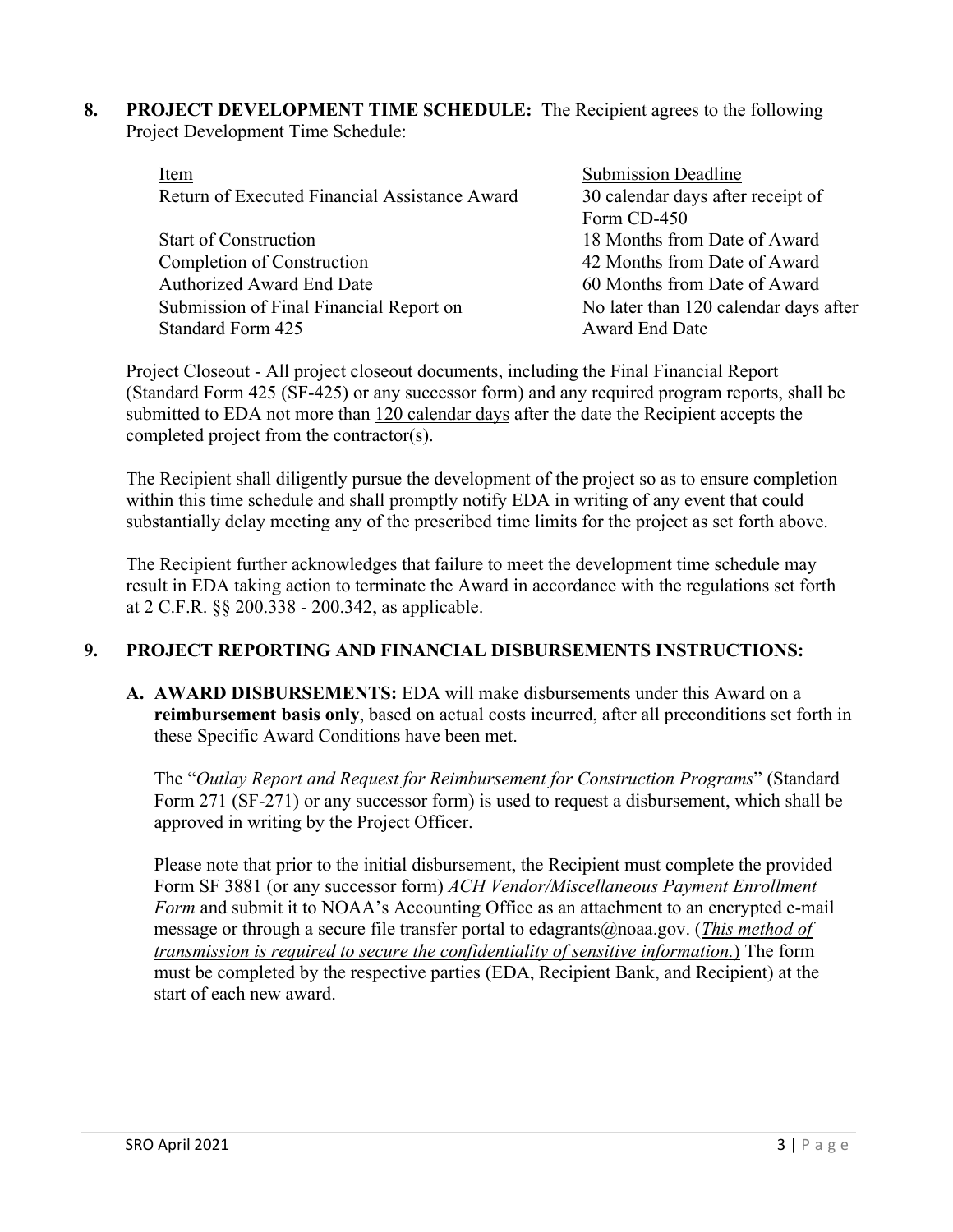**8. PROJECT DEVELOPMENT TIME SCHEDULE:** The Recipient agrees to the following Project Development Time Schedule:

| Item | Submission Deadline |
|---|---|
| Return of Executed Financial Assistance Award | 30 calendar days after receipt of Form CD-450 |
| Start of Construction | 18 Months from Date of Award |
| Completion of Construction | 42 Months from Date of Award |
| Authorized Award End Date | 60 Months from Date of Award |
| Submission of Final Financial Report on Standard Form 425 | No later than 120 calendar days after Award End Date |

Project Closeout - All project closeout documents, including the Final Financial Report (Standard Form 425 (SF-425) or any successor form) and any required program reports, shall be submitted to EDA not more than 120 calendar days after the date the Recipient accepts the completed project from the contractor(s).

The Recipient shall diligently pursue the development of the project so as to ensure completion within this time schedule and shall promptly notify EDA in writing of any event that could substantially delay meeting any of the prescribed time limits for the project as set forth above.

The Recipient further acknowledges that failure to meet the development time schedule may result in EDA taking action to terminate the Award in accordance with the regulations set forth at 2 C.F.R. §§ 200.338 - 200.342, as applicable.

**9. PROJECT REPORTING AND FINANCIAL DISBURSEMENTS INSTRUCTIONS:**

**A. AWARD DISBURSEMENTS:** EDA will make disbursements under this Award on a **reimbursement basis only**, based on actual costs incurred, after all preconditions set forth in these Specific Award Conditions have been met.

The "*Outlay Report and Request for Reimbursement for Construction Programs*" (Standard Form 271 (SF-271) or any successor form) is used to request a disbursement, which shall be approved in writing by the Project Officer.

Please note that prior to the initial disbursement, the Recipient must complete the provided Form SF 3881 (or any successor form) *ACH Vendor/Miscellaneous Payment Enrollment Form* and submit it to NOAA's Accounting Office as an attachment to an encrypted e-mail message or through a secure file transfer portal to edagrants@noaa.gov. (*This method of transmission is required to secure the confidentiality of sensitive information.*) The form must be completed by the respective parties (EDA, Recipient Bank, and Recipient) at the start of each new award.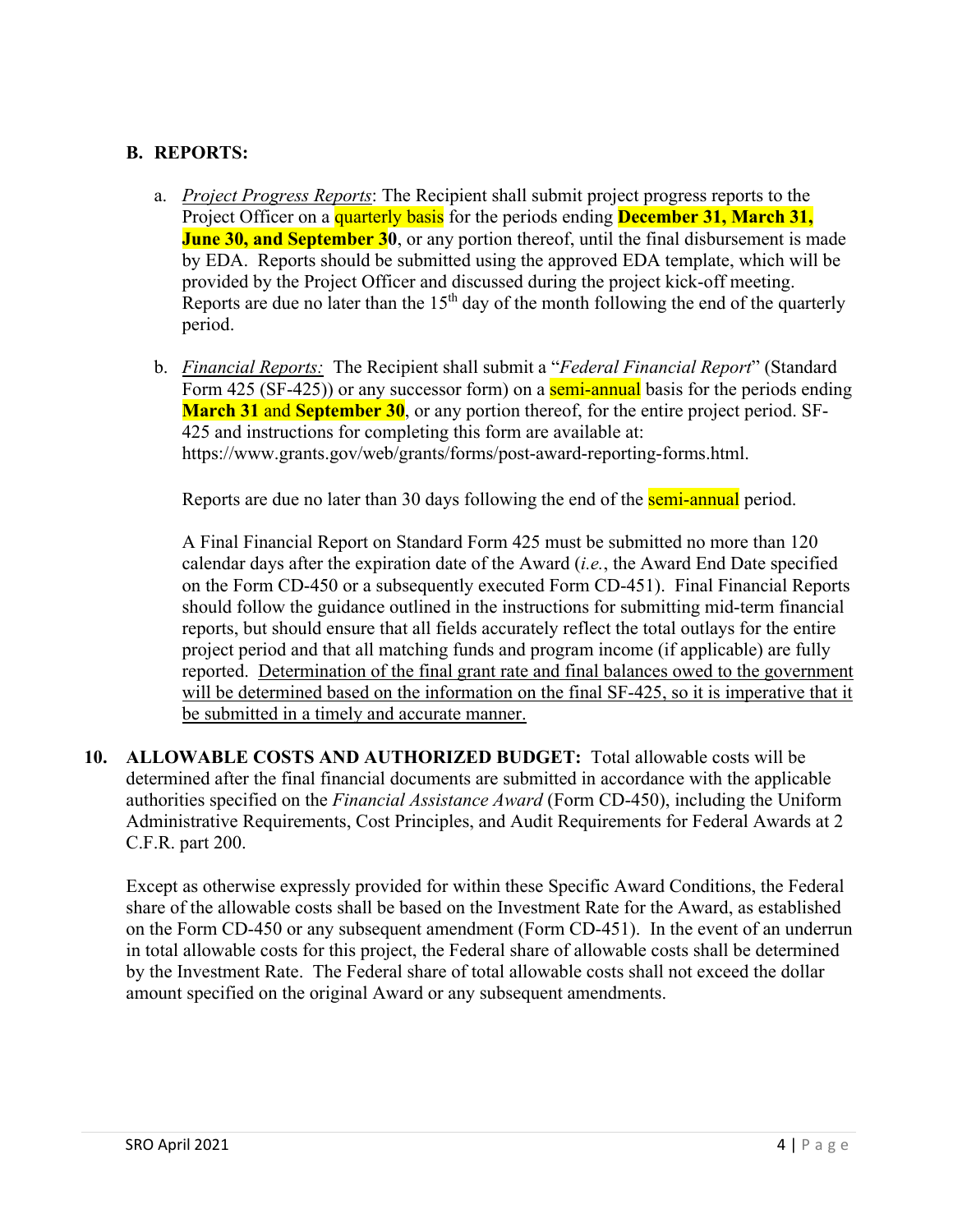**B. REPORTS:**

a. *Project Progress Reports*: The Recipient shall submit project progress reports to the Project Officer on a quarterly basis for the periods ending **December 31, March 31, June 30, and September 30**, or any portion thereof, until the final disbursement is made by EDA. Reports should be submitted using the approved EDA template, which will be provided by the Project Officer and discussed during the project kick-off meeting. Reports are due no later than the 15th day of the month following the end of the quarterly period.

b. *Financial Reports:* The Recipient shall submit a "*Federal Financial Report*" (Standard Form 425 (SF-425)) or any successor form) on a semi-annual basis for the periods ending **March 31** and **September 30**, or any portion thereof, for the entire project period. SF-425 and instructions for completing this form are available at: https://www.grants.gov/web/grants/forms/post-award-reporting-forms.html.

   Reports are due no later than 30 days following the end of the semi-annual period.

   A Final Financial Report on Standard Form 425 must be submitted no more than 120 calendar days after the expiration date of the Award (*i.e.*, the Award End Date specified on the Form CD-450 or a subsequently executed Form CD-451). Final Financial Reports should follow the guidance outlined in the instructions for submitting mid-term financial reports, but should ensure that all fields accurately reflect the total outlays for the entire project period and that all matching funds and program income (if applicable) are fully reported. <u>Determination of the final grant rate and final balances owed to the government will be determined based on the information on the final SF-425, so it is imperative that it be submitted in a timely and accurate manner.</u>

**10. ALLOWABLE COSTS AND AUTHORIZED BUDGET:** Total allowable costs will be determined after the final financial documents are submitted in accordance with the applicable authorities specified on the *Financial Assistance Award* (Form CD-450), including the Uniform Administrative Requirements, Cost Principles, and Audit Requirements for Federal Awards at 2 C.F.R. part 200.

Except as otherwise expressly provided for within these Specific Award Conditions, the Federal share of the allowable costs shall be based on the Investment Rate for the Award, as established on the Form CD-450 or any subsequent amendment (Form CD-451). In the event of an underrun in total allowable costs for this project, the Federal share of allowable costs shall be determined by the Investment Rate. The Federal share of total allowable costs shall not exceed the dollar amount specified on the original Award or any subsequent amendments.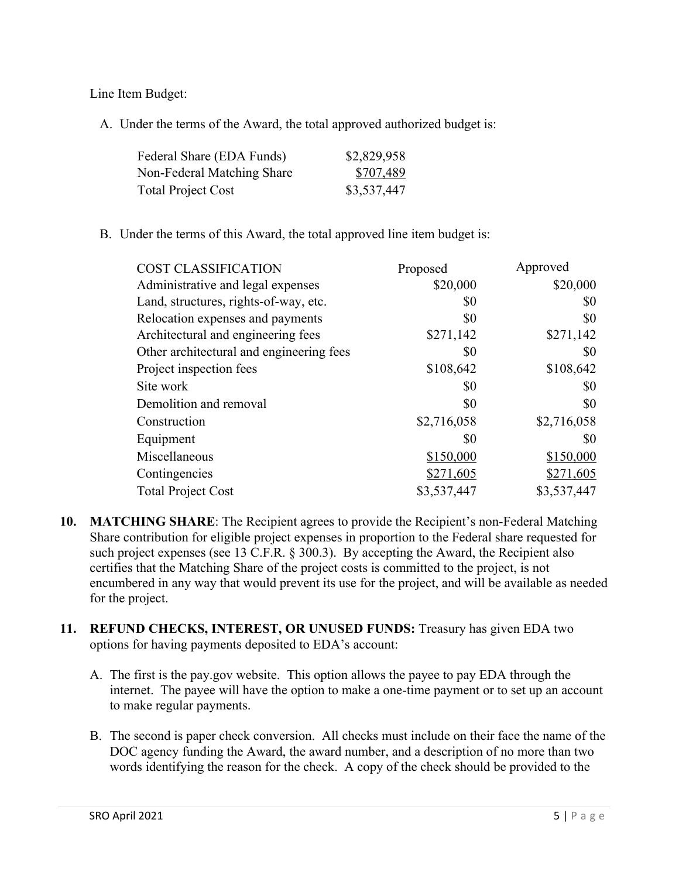Line Item Budget:

A. Under the terms of the Award, the total approved authorized budget is:

| | |
|---|---|
| Federal Share (EDA Funds) | $2,829,958 |
| Non-Federal Matching Share | $707,489 |
| Total Project Cost | $3,537,447 |

B. Under the terms of this Award, the total approved line item budget is:

| COST CLASSIFICATION | Proposed | Approved |
|---|---|---|
| Administrative and legal expenses | $20,000 | $20,000 |
| Land, structures, rights-of-way, etc. | $0 | $0 |
| Relocation expenses and payments | $0 | $0 |
| Architectural and engineering fees | $271,142 | $271,142 |
| Other architectural and engineering fees | $0 | $0 |
| Project inspection fees | $108,642 | $108,642 |
| Site work | $0 | $0 |
| Demolition and removal | $0 | $0 |
| Construction | $2,716,058 | $2,716,058 |
| Equipment | $0 | $0 |
| Miscellaneous | $150,000 | $150,000 |
| Contingencies | $271,605 | $271,605 |
| Total Project Cost | $3,537,447 | $3,537,447 |

**10. MATCHING SHARE**: The Recipient agrees to provide the Recipient's non-Federal Matching Share contribution for eligible project expenses in proportion to the Federal share requested for such project expenses (see 13 C.F.R. § 300.3). By accepting the Award, the Recipient also certifies that the Matching Share of the project costs is committed to the project, is not encumbered in any way that would prevent its use for the project, and will be available as needed for the project.

**11. REFUND CHECKS, INTEREST, OR UNUSED FUNDS:** Treasury has given EDA two options for having payments deposited to EDA's account:

A. The first is the pay.gov website. This option allows the payee to pay EDA through the internet. The payee will have the option to make a one-time payment or to set up an account to make regular payments.

B. The second is paper check conversion. All checks must include on their face the name of the DOC agency funding the Award, the award number, and a description of no more than two words identifying the reason for the check. A copy of the check should be provided to the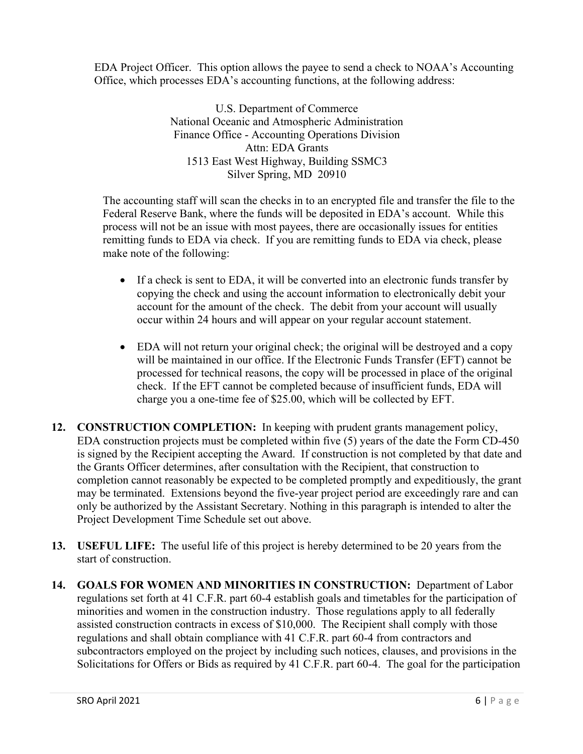EDA Project Officer. This option allows the payee to send a check to NOAA's Accounting Office, which processes EDA's accounting functions, at the following address:

U.S. Department of Commerce
National Oceanic and Atmospheric Administration
Finance Office - Accounting Operations Division
Attn: EDA Grants
1513 East West Highway, Building SSMC3
Silver Spring, MD 20910

The accounting staff will scan the checks in to an encrypted file and transfer the file to the Federal Reserve Bank, where the funds will be deposited in EDA's account. While this process will not be an issue with most payees, there are occasionally issues for entities remitting funds to EDA via check. If you are remitting funds to EDA via check, please make note of the following:

- If a check is sent to EDA, it will be converted into an electronic funds transfer by copying the check and using the account information to electronically debit your account for the amount of the check. The debit from your account will usually occur within 24 hours and will appear on your regular account statement.

- EDA will not return your original check; the original will be destroyed and a copy will be maintained in our office. If the Electronic Funds Transfer (EFT) cannot be processed for technical reasons, the copy will be processed in place of the original check. If the EFT cannot be completed because of insufficient funds, EDA will charge you a one-time fee of $25.00, which will be collected by EFT.

**12. CONSTRUCTION COMPLETION:** In keeping with prudent grants management policy, EDA construction projects must be completed within five (5) years of the date the Form CD-450 is signed by the Recipient accepting the Award. If construction is not completed by that date and the Grants Officer determines, after consultation with the Recipient, that construction to completion cannot reasonably be expected to be completed promptly and expeditiously, the grant may be terminated. Extensions beyond the five-year project period are exceedingly rare and can only be authorized by the Assistant Secretary. Nothing in this paragraph is intended to alter the Project Development Time Schedule set out above.

**13. USEFUL LIFE:** The useful life of this project is hereby determined to be 20 years from the start of construction.

**14. GOALS FOR WOMEN AND MINORITIES IN CONSTRUCTION:** Department of Labor regulations set forth at 41 C.F.R. part 60-4 establish goals and timetables for the participation of minorities and women in the construction industry. Those regulations apply to all federally assisted construction contracts in excess of $10,000. The Recipient shall comply with those regulations and shall obtain compliance with 41 C.F.R. part 60-4 from contractors and subcontractors employed on the project by including such notices, clauses, and provisions in the Solicitations for Offers or Bids as required by 41 C.F.R. part 60-4. The goal for the participation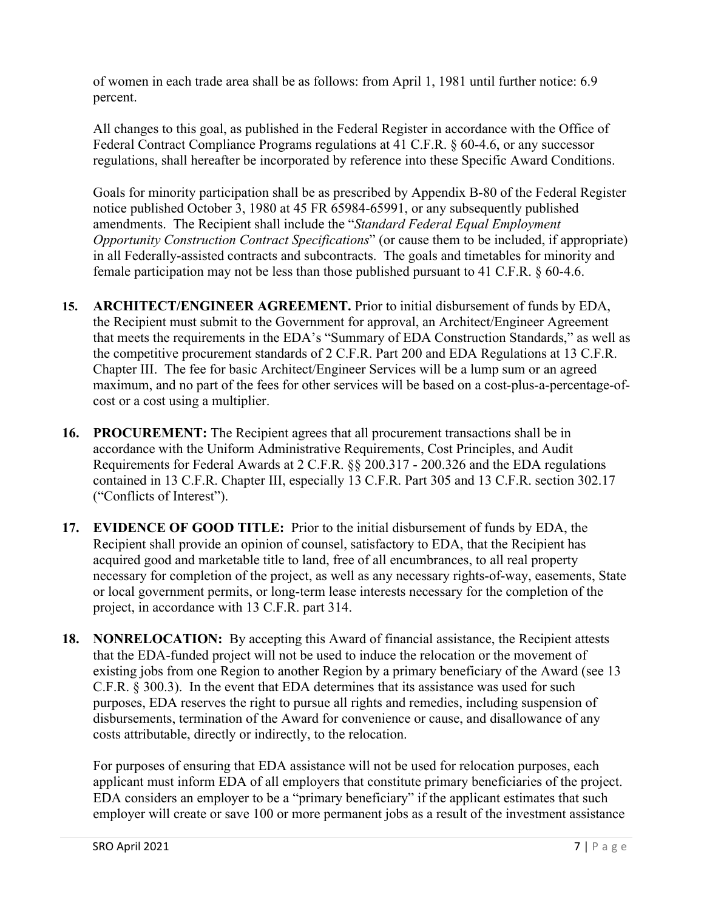of women in each trade area shall be as follows: from April 1, 1981 until further notice: 6.9 percent.

All changes to this goal, as published in the Federal Register in accordance with the Office of Federal Contract Compliance Programs regulations at 41 C.F.R. § 60-4.6, or any successor regulations, shall hereafter be incorporated by reference into these Specific Award Conditions.

Goals for minority participation shall be as prescribed by Appendix B-80 of the Federal Register notice published October 3, 1980 at 45 FR 65984-65991, or any subsequently published amendments. The Recipient shall include the "*Standard Federal Equal Employment Opportunity Construction Contract Specifications*" (or cause them to be included, if appropriate) in all Federally-assisted contracts and subcontracts. The goals and timetables for minority and female participation may not be less than those published pursuant to 41 C.F.R. § 60-4.6.

15. **ARCHITECT/ENGINEER AGREEMENT.** Prior to initial disbursement of funds by EDA, the Recipient must submit to the Government for approval, an Architect/Engineer Agreement that meets the requirements in the EDA's "Summary of EDA Construction Standards," as well as the competitive procurement standards of 2 C.F.R. Part 200 and EDA Regulations at 13 C.F.R. Chapter III. The fee for basic Architect/Engineer Services will be a lump sum or an agreed maximum, and no part of the fees for other services will be based on a cost-plus-a-percentage-of-cost or a cost using a multiplier.

16. **PROCUREMENT:** The Recipient agrees that all procurement transactions shall be in accordance with the Uniform Administrative Requirements, Cost Principles, and Audit Requirements for Federal Awards at 2 C.F.R. §§ 200.317 - 200.326 and the EDA regulations contained in 13 C.F.R. Chapter III, especially 13 C.F.R. Part 305 and 13 C.F.R. section 302.17 ("Conflicts of Interest").

17. **EVIDENCE OF GOOD TITLE:** Prior to the initial disbursement of funds by EDA, the Recipient shall provide an opinion of counsel, satisfactory to EDA, that the Recipient has acquired good and marketable title to land, free of all encumbrances, to all real property necessary for completion of the project, as well as any necessary rights-of-way, easements, State or local government permits, or long-term lease interests necessary for the completion of the project, in accordance with 13 C.F.R. part 314.

18. **NONRELOCATION:** By accepting this Award of financial assistance, the Recipient attests that the EDA-funded project will not be used to induce the relocation or the movement of existing jobs from one Region to another Region by a primary beneficiary of the Award (see 13 C.F.R. § 300.3). In the event that EDA determines that its assistance was used for such purposes, EDA reserves the right to pursue all rights and remedies, including suspension of disbursements, termination of the Award for convenience or cause, and disallowance of any costs attributable, directly or indirectly, to the relocation.

    For purposes of ensuring that EDA assistance will not be used for relocation purposes, each applicant must inform EDA of all employers that constitute primary beneficiaries of the project. EDA considers an employer to be a "primary beneficiary" if the applicant estimates that such employer will create or save 100 or more permanent jobs as a result of the investment assistance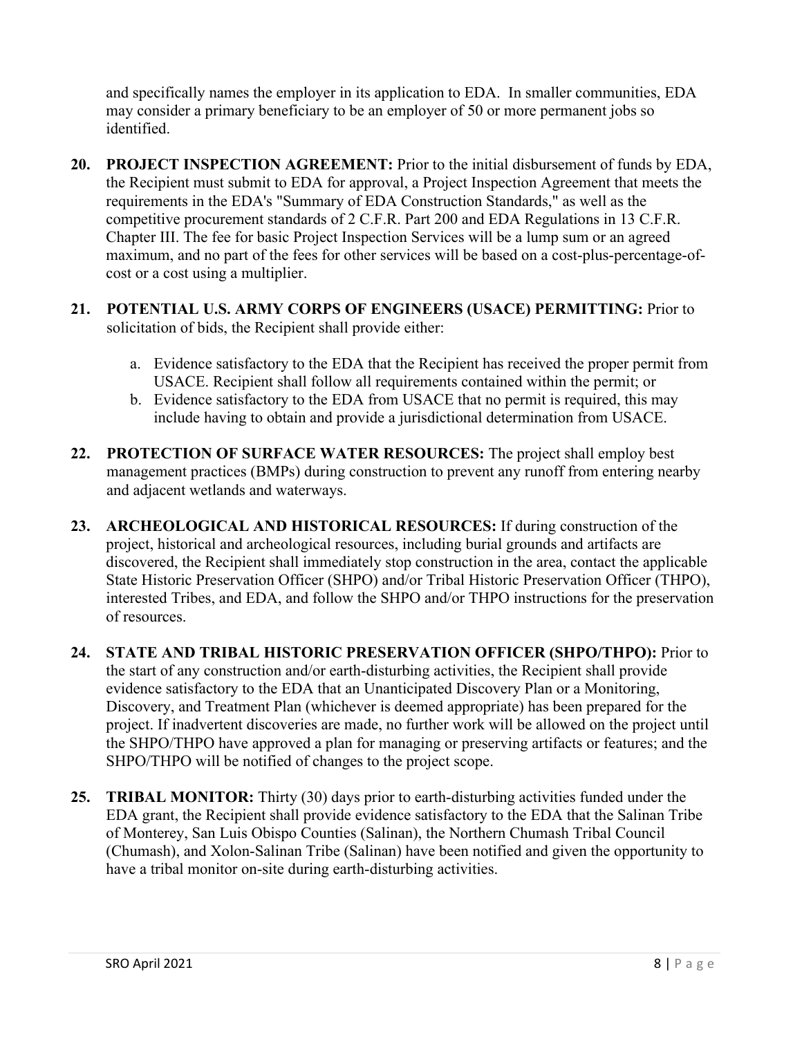and specifically names the employer in its application to EDA. In smaller communities, EDA may consider a primary beneficiary to be an employer of 50 or more permanent jobs so identified.

20. **PROJECT INSPECTION AGREEMENT:** Prior to the initial disbursement of funds by EDA, the Recipient must submit to EDA for approval, a Project Inspection Agreement that meets the requirements in the EDA's "Summary of EDA Construction Standards," as well as the competitive procurement standards of 2 C.F.R. Part 200 and EDA Regulations in 13 C.F.R. Chapter III. The fee for basic Project Inspection Services will be a lump sum or an agreed maximum, and no part of the fees for other services will be based on a cost-plus-percentage-of-cost or a cost using a multiplier.

21. **POTENTIAL U.S. ARMY CORPS OF ENGINEERS (USACE) PERMITTING:** Prior to solicitation of bids, the Recipient shall provide either:

    a. Evidence satisfactory to the EDA that the Recipient has received the proper permit from USACE. Recipient shall follow all requirements contained within the permit; or
    b. Evidence satisfactory to the EDA from USACE that no permit is required, this may include having to obtain and provide a jurisdictional determination from USACE.

22. **PROTECTION OF SURFACE WATER RESOURCES:** The project shall employ best management practices (BMPs) during construction to prevent any runoff from entering nearby and adjacent wetlands and waterways.

23. **ARCHEOLOGICAL AND HISTORICAL RESOURCES:** If during construction of the project, historical and archeological resources, including burial grounds and artifacts are discovered, the Recipient shall immediately stop construction in the area, contact the applicable State Historic Preservation Officer (SHPO) and/or Tribal Historic Preservation Officer (THPO), interested Tribes, and EDA, and follow the SHPO and/or THPO instructions for the preservation of resources.

24. **STATE AND TRIBAL HISTORIC PRESERVATION OFFICER (SHPO/THPO):** Prior to the start of any construction and/or earth-disturbing activities, the Recipient shall provide evidence satisfactory to the EDA that an Unanticipated Discovery Plan or a Monitoring, Discovery, and Treatment Plan (whichever is deemed appropriate) has been prepared for the project. If inadvertent discoveries are made, no further work will be allowed on the project until the SHPO/THPO have approved a plan for managing or preserving artifacts or features; and the SHPO/THPO will be notified of changes to the project scope.

25. **TRIBAL MONITOR:** Thirty (30) days prior to earth-disturbing activities funded under the EDA grant, the Recipient shall provide evidence satisfactory to the EDA that the Salinan Tribe of Monterey, San Luis Obispo Counties (Salinan), the Northern Chumash Tribal Council (Chumash), and Xolon-Salinan Tribe (Salinan) have been notified and given the opportunity to have a tribal monitor on-site during earth-disturbing activities.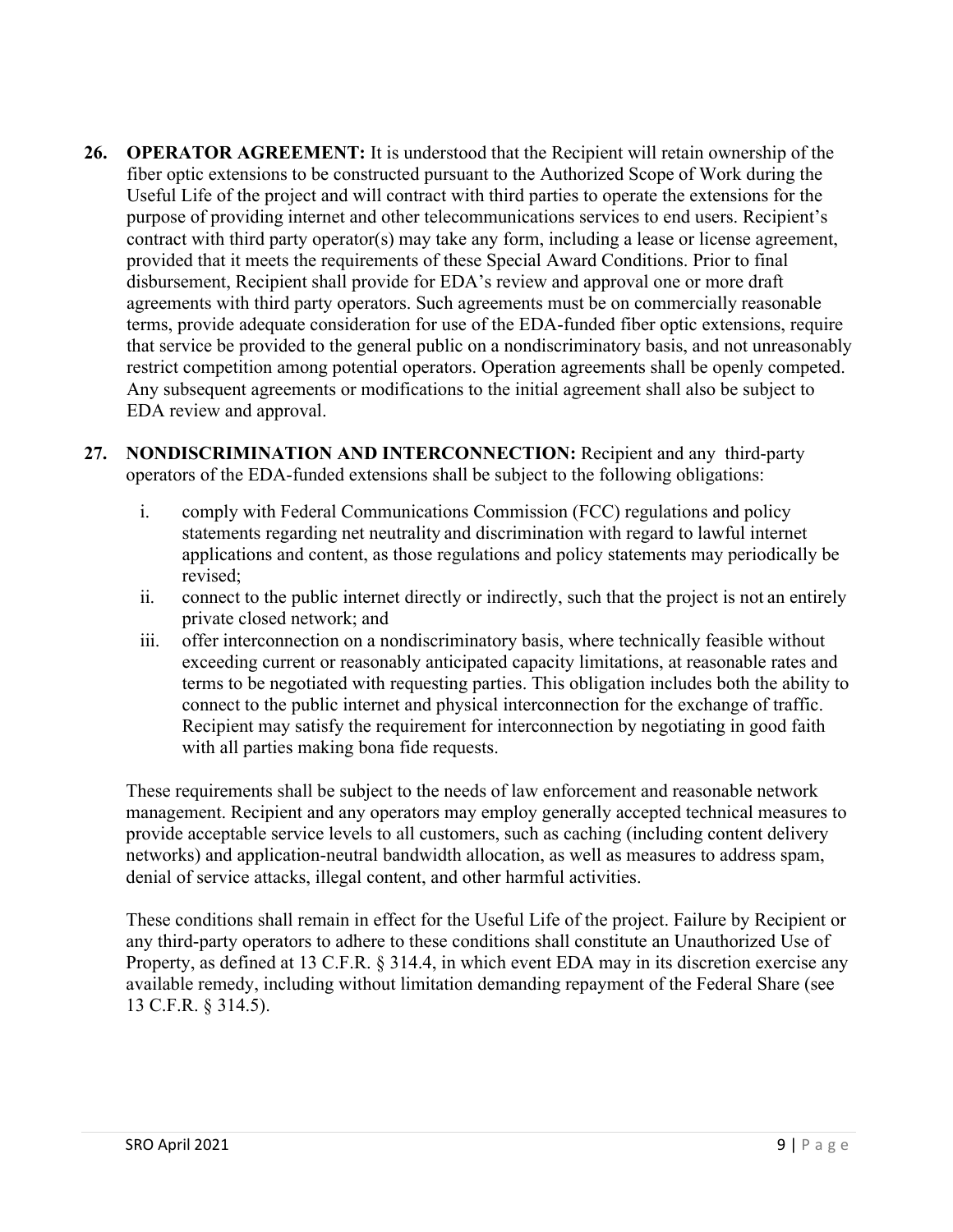**26. OPERATOR AGREEMENT:** It is understood that the Recipient will retain ownership of the fiber optic extensions to be constructed pursuant to the Authorized Scope of Work during the Useful Life of the project and will contract with third parties to operate the extensions for the purpose of providing internet and other telecommunications services to end users. Recipient's contract with third party operator(s) may take any form, including a lease or license agreement, provided that it meets the requirements of these Special Award Conditions. Prior to final disbursement, Recipient shall provide for EDA's review and approval one or more draft agreements with third party operators. Such agreements must be on commercially reasonable terms, provide adequate consideration for use of the EDA-funded fiber optic extensions, require that service be provided to the general public on a nondiscriminatory basis, and not unreasonably restrict competition among potential operators. Operation agreements shall be openly competed. Any subsequent agreements or modifications to the initial agreement shall also be subject to EDA review and approval.

**27. NONDISCRIMINATION AND INTERCONNECTION:** Recipient and any third-party operators of the EDA-funded extensions shall be subject to the following obligations:

i. comply with Federal Communications Commission (FCC) regulations and policy statements regarding net neutrality and discrimination with regard to lawful internet applications and content, as those regulations and policy statements may periodically be revised;

ii. connect to the public internet directly or indirectly, such that the project is not an entirely private closed network; and

iii. offer interconnection on a nondiscriminatory basis, where technically feasible without exceeding current or reasonably anticipated capacity limitations, at reasonable rates and terms to be negotiated with requesting parties. This obligation includes both the ability to connect to the public internet and physical interconnection for the exchange of traffic. Recipient may satisfy the requirement for interconnection by negotiating in good faith with all parties making bona fide requests.

These requirements shall be subject to the needs of law enforcement and reasonable network management. Recipient and any operators may employ generally accepted technical measures to provide acceptable service levels to all customers, such as caching (including content delivery networks) and application-neutral bandwidth allocation, as well as measures to address spam, denial of service attacks, illegal content, and other harmful activities.

These conditions shall remain in effect for the Useful Life of the project. Failure by Recipient or any third-party operators to adhere to these conditions shall constitute an Unauthorized Use of Property, as defined at 13 C.F.R. § 314.4, in which event EDA may in its discretion exercise any available remedy, including without limitation demanding repayment of the Federal Share (see 13 C.F.R. § 314.5).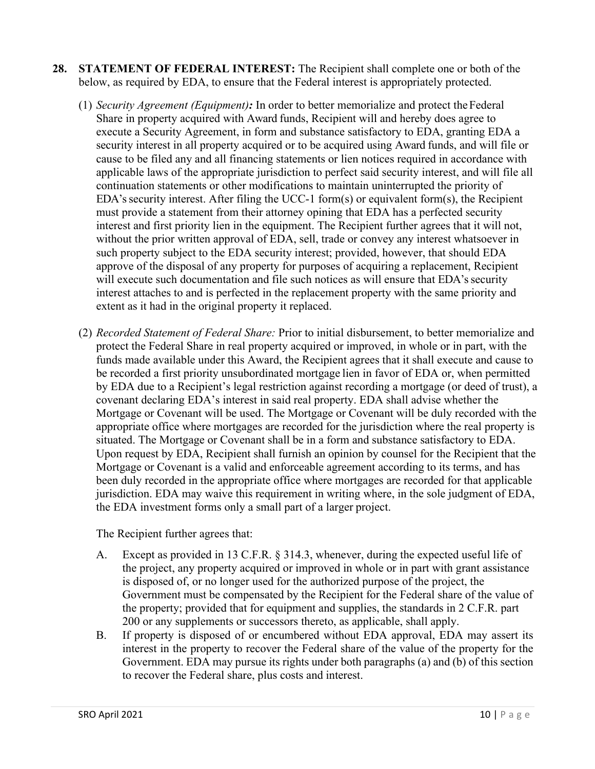**28. STATEMENT OF FEDERAL INTEREST:** The Recipient shall complete one or both of the below, as required by EDA, to ensure that the Federal interest is appropriately protected.

(1) ***Security Agreement (Equipment):*** In order to better memorialize and protect the Federal Share in property acquired with Award funds, Recipient will and hereby does agree to execute a Security Agreement, in form and substance satisfactory to EDA, granting EDA a security interest in all property acquired or to be acquired using Award funds, and will file or cause to be filed any and all financing statements or lien notices required in accordance with applicable laws of the appropriate jurisdiction to perfect said security interest, and will file all continuation statements or other modifications to maintain uninterrupted the priority of EDA's security interest. After filing the UCC-1 form(s) or equivalent form(s), the Recipient must provide a statement from their attorney opining that EDA has a perfected security interest and first priority lien in the equipment. The Recipient further agrees that it will not, without the prior written approval of EDA, sell, trade or convey any interest whatsoever in such property subject to the EDA security interest; provided, however, that should EDA approve of the disposal of any property for purposes of acquiring a replacement, Recipient will execute such documentation and file such notices as will ensure that EDA's security interest attaches to and is perfected in the replacement property with the same priority and extent as it had in the original property it replaced.

(2) *Recorded Statement of Federal Share:* Prior to initial disbursement, to better memorialize and protect the Federal Share in real property acquired or improved, in whole or in part, with the funds made available under this Award, the Recipient agrees that it shall execute and cause to be recorded a first priority unsubordinated mortgage lien in favor of EDA or, when permitted by EDA due to a Recipient's legal restriction against recording a mortgage (or deed of trust), a covenant declaring EDA's interest in said real property. EDA shall advise whether the Mortgage or Covenant will be used. The Mortgage or Covenant will be duly recorded with the appropriate office where mortgages are recorded for the jurisdiction where the real property is situated. The Mortgage or Covenant shall be in a form and substance satisfactory to EDA. Upon request by EDA, Recipient shall furnish an opinion by counsel for the Recipient that the Mortgage or Covenant is a valid and enforceable agreement according to its terms, and has been duly recorded in the appropriate office where mortgages are recorded for that applicable jurisdiction. EDA may waive this requirement in writing where, in the sole judgment of EDA, the EDA investment forms only a small part of a larger project.

The Recipient further agrees that:

A. Except as provided in 13 C.F.R. § 314.3, whenever, during the expected useful life of the project, any property acquired or improved in whole or in part with grant assistance is disposed of, or no longer used for the authorized purpose of the project, the Government must be compensated by the Recipient for the Federal share of the value of the property; provided that for equipment and supplies, the standards in 2 C.F.R. part 200 or any supplements or successors thereto, as applicable, shall apply.

B. If property is disposed of or encumbered without EDA approval, EDA may assert its interest in the property to recover the Federal share of the value of the property for the Government. EDA may pursue its rights under both paragraphs (a) and (b) of this section to recover the Federal share, plus costs and interest.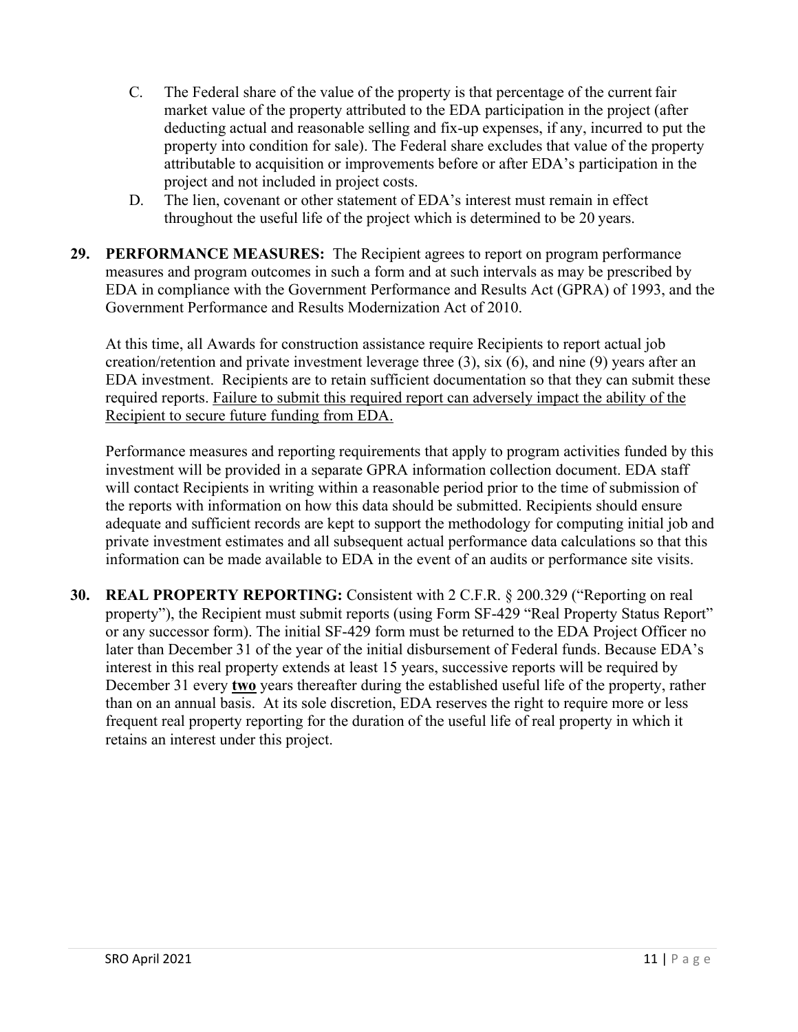C. The Federal share of the value of the property is that percentage of the current fair market value of the property attributed to the EDA participation in the project (after deducting actual and reasonable selling and fix-up expenses, if any, incurred to put the property into condition for sale). The Federal share excludes that value of the property attributable to acquisition or improvements before or after EDA's participation in the project and not included in project costs.

D. The lien, covenant or other statement of EDA's interest must remain in effect throughout the useful life of the project which is determined to be 20 years.

**29. PERFORMANCE MEASURES:** The Recipient agrees to report on program performance measures and program outcomes in such a form and at such intervals as may be prescribed by EDA in compliance with the Government Performance and Results Act (GPRA) of 1993, and the Government Performance and Results Modernization Act of 2010.

At this time, all Awards for construction assistance require Recipients to report actual job creation/retention and private investment leverage three (3), six (6), and nine (9) years after an EDA investment. Recipients are to retain sufficient documentation so that they can submit these required reports. <u>Failure to submit this required report can adversely impact the ability of the Recipient to secure future funding from EDA.</u>

Performance measures and reporting requirements that apply to program activities funded by this investment will be provided in a separate GPRA information collection document. EDA staff will contact Recipients in writing within a reasonable period prior to the time of submission of the reports with information on how this data should be submitted. Recipients should ensure adequate and sufficient records are kept to support the methodology for computing initial job and private investment estimates and all subsequent actual performance data calculations so that this information can be made available to EDA in the event of an audits or performance site visits.

**30. REAL PROPERTY REPORTING:** Consistent with 2 C.F.R. § 200.329 ("Reporting on real property"), the Recipient must submit reports (using Form SF-429 "Real Property Status Report" or any successor form). The initial SF-429 form must be returned to the EDA Project Officer no later than December 31 of the year of the initial disbursement of Federal funds. Because EDA's interest in this real property extends at least 15 years, successive reports will be required by December 31 every <u>**two**</u> years thereafter during the established useful life of the property, rather than on an annual basis. At its sole discretion, EDA reserves the right to require more or less frequent real property reporting for the duration of the useful life of real property in which it retains an interest under this project.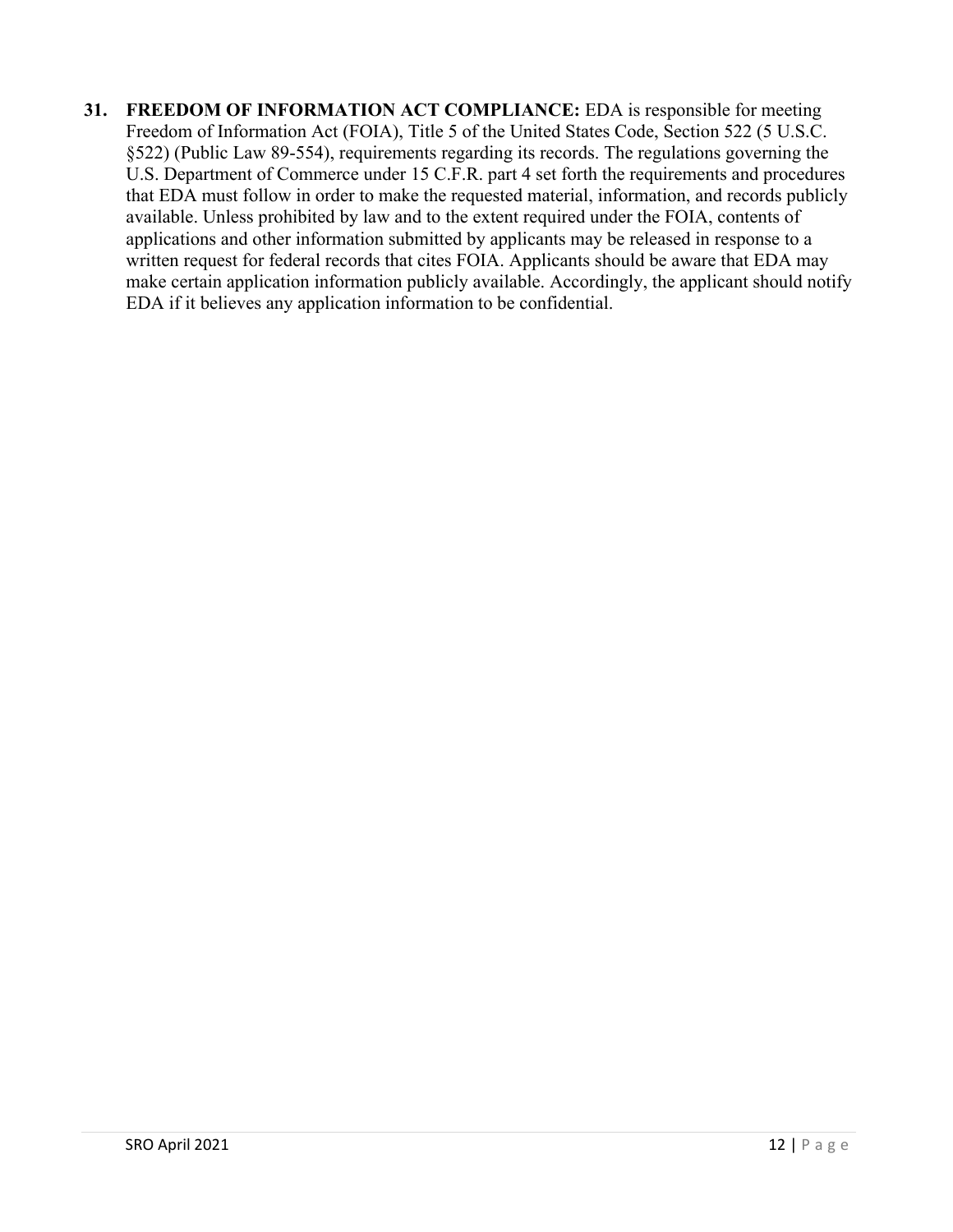**31. FREEDOM OF INFORMATION ACT COMPLIANCE:** EDA is responsible for meeting Freedom of Information Act (FOIA), Title 5 of the United States Code, Section 522 (5 U.S.C. §522) (Public Law 89-554), requirements regarding its records. The regulations governing the U.S. Department of Commerce under 15 C.F.R. part 4 set forth the requirements and procedures that EDA must follow in order to make the requested material, information, and records publicly available. Unless prohibited by law and to the extent required under the FOIA, contents of applications and other information submitted by applicants may be released in response to a written request for federal records that cites FOIA. Applicants should be aware that EDA may make certain application information publicly available. Accordingly, the applicant should notify EDA if it believes any application information to be confidential.